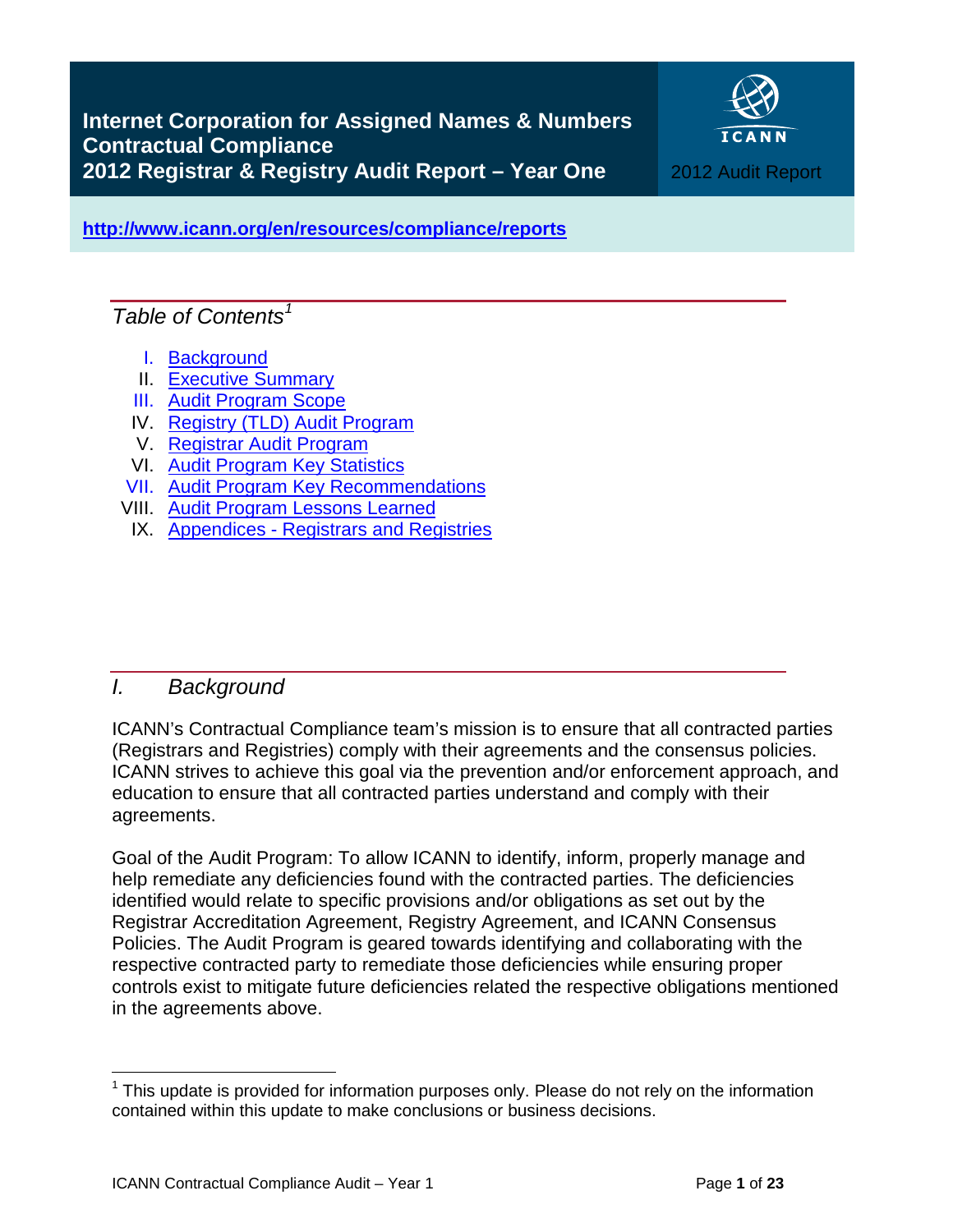# Internet Corporation for Assigned Names & Numbers Contractual Compliance 2012 Registrar & Registry Audit Report – Year One

2012 Audit Report

**http://www.icann.org/en/resources/compliance/reports**

## *Table of Contents*[1]

I. Background
II. Executive Summary
III. Audit Program Scope
IV. Registry (TLD) Audit Program
V. Registrar Audit Program
VI. Audit Program Key Statistics
VII. Audit Program Key Recommendations
VIII. Audit Program Lessons Learned
IX. Appendices - Registrars and Registries

## *I. Background*

ICANN's Contractual Compliance team's mission is to ensure that all contracted parties (Registrars and Registries) comply with their agreements and the consensus policies. ICANN strives to achieve this goal via the prevention and/or enforcement approach, and education to ensure that all contracted parties understand and comply with their agreements.

Goal of the Audit Program: To allow ICANN to identify, inform, properly manage and help remediate any deficiencies found with the contracted parties. The deficiencies identified would relate to specific provisions and/or obligations as set out by the Registrar Accreditation Agreement, Registry Agreement, and ICANN Consensus Policies. The Audit Program is geared towards identifying and collaborating with the respective contracted party to remediate those deficiencies while ensuring proper controls exist to mitigate future deficiencies related the respective obligations mentioned in the agreements above.

[1] This update is provided for information purposes only. Please do not rely on the information contained within this update to make conclusions or business decisions.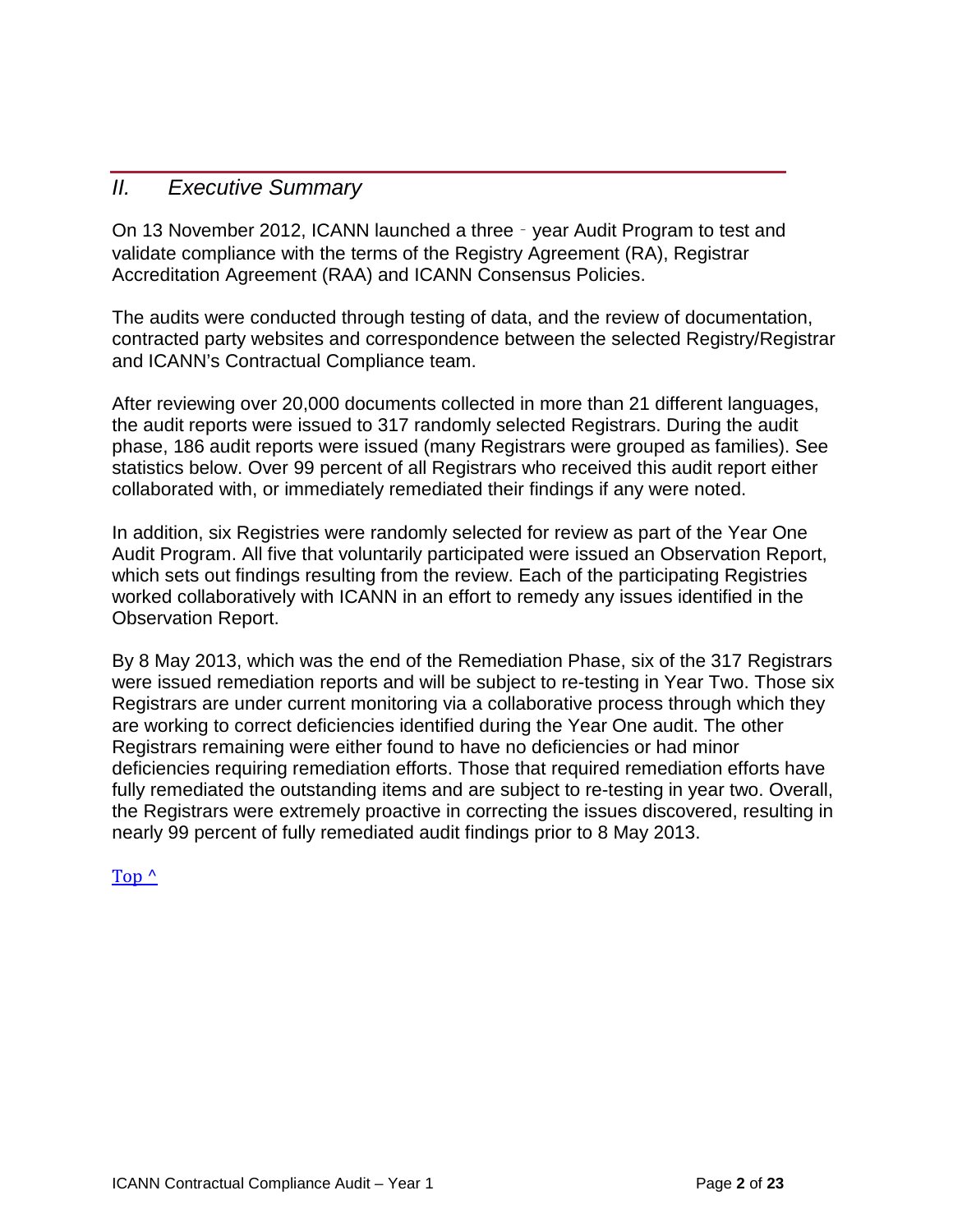## *II. Executive Summary*

On 13 November 2012, ICANN launched a three‐year Audit Program to test and validate compliance with the terms of the Registry Agreement (RA), Registrar Accreditation Agreement (RAA) and ICANN Consensus Policies.

The audits were conducted through testing of data, and the review of documentation, contracted party websites and correspondence between the selected Registry/Registrar and ICANN's Contractual Compliance team.

After reviewing over 20,000 documents collected in more than 21 different languages, the audit reports were issued to 317 randomly selected Registrars. During the audit phase, 186 audit reports were issued (many Registrars were grouped as families). See statistics below. Over 99 percent of all Registrars who received this audit report either collaborated with, or immediately remediated their findings if any were noted.

In addition, six Registries were randomly selected for review as part of the Year One Audit Program. All five that voluntarily participated were issued an Observation Report, which sets out findings resulting from the review. Each of the participating Registries worked collaboratively with ICANN in an effort to remedy any issues identified in the Observation Report.

By 8 May 2013, which was the end of the Remediation Phase, six of the 317 Registrars were issued remediation reports and will be subject to re-testing in Year Two. Those six Registrars are under current monitoring via a collaborative process through which they are working to correct deficiencies identified during the Year One audit. The other Registrars remaining were either found to have no deficiencies or had minor deficiencies requiring remediation efforts. Those that required remediation efforts have fully remediated the outstanding items and are subject to re-testing in year two. Overall, the Registrars were extremely proactive in correcting the issues discovered, resulting in nearly 99 percent of fully remediated audit findings prior to 8 May 2013.

Top ^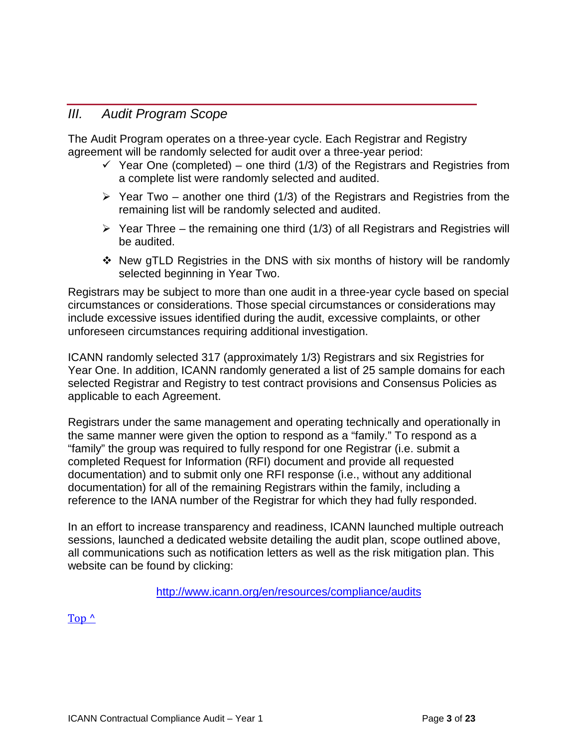## *III. Audit Program Scope*

The Audit Program operates on a three-year cycle. Each Registrar and Registry agreement will be randomly selected for audit over a three-year period:

- ✓ Year One (completed) – one third (1/3) of the Registrars and Registries from a complete list were randomly selected and audited.
- ➢ Year Two – another one third (1/3) of the Registrars and Registries from the remaining list will be randomly selected and audited.
- ➢ Year Three – the remaining one third (1/3) of all Registrars and Registries will be audited.
- ❖ New gTLD Registries in the DNS with six months of history will be randomly selected beginning in Year Two.

Registrars may be subject to more than one audit in a three-year cycle based on special circumstances or considerations. Those special circumstances or considerations may include excessive issues identified during the audit, excessive complaints, or other unforeseen circumstances requiring additional investigation.

ICANN randomly selected 317 (approximately 1/3) Registrars and six Registries for Year One. In addition, ICANN randomly generated a list of 25 sample domains for each selected Registrar and Registry to test contract provisions and Consensus Policies as applicable to each Agreement.

Registrars under the same management and operating technically and operationally in the same manner were given the option to respond as a "family." To respond as a "family" the group was required to fully respond for one Registrar (i.e. submit a completed Request for Information (RFI) document and provide all requested documentation) and to submit only one RFI response (i.e., without any additional documentation) for all of the remaining Registrars within the family, including a reference to the IANA number of the Registrar for which they had fully responded.

In an effort to increase transparency and readiness, ICANN launched multiple outreach sessions, launched a dedicated website detailing the audit plan, scope outlined above, all communications such as notification letters as well as the risk mitigation plan. This website can be found by clicking:

http://www.icann.org/en/resources/compliance/audits

Top ^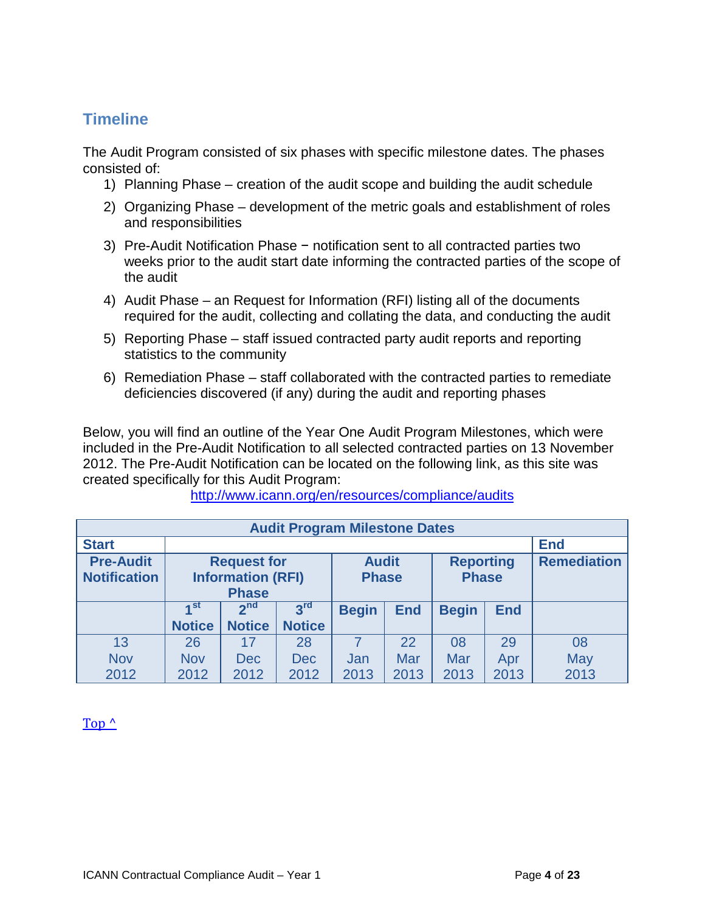## Timeline

The Audit Program consisted of six phases with specific milestone dates. The phases consisted of:

1) Planning Phase – creation of the audit scope and building the audit schedule
2) Organizing Phase – development of the metric goals and establishment of roles and responsibilities
3) Pre-Audit Notification Phase − notification sent to all contracted parties two weeks prior to the audit start date informing the contracted parties of the scope of the audit
4) Audit Phase – an Request for Information (RFI) listing all of the documents required for the audit, collecting and collating the data, and conducting the audit
5) Reporting Phase – staff issued contracted party audit reports and reporting statistics to the community
6) Remediation Phase – staff collaborated with the contracted parties to remediate deficiencies discovered (if any) during the audit and reporting phases

Below, you will find an outline of the Year One Audit Program Milestones, which were included in the Pre-Audit Notification to all selected contracted parties on 13 November 2012. The Pre-Audit Notification can be located on the following link, as this site was created specifically for this Audit Program:
http://www.icann.org/en/resources/compliance/audits

| Audit Program Milestone Dates | | | | | | | | |
|---|---|---|---|---|---|---|---|---|
| **Start** | | | | | | | | **End** |
| **Pre-Audit Notification** | **Request for Information (RFI) Phase** | | | **Audit Phase** | | **Reporting Phase** | | **Remediation** |
| | **1st Notice** | **2nd Notice** | **3rd Notice** | **Begin** | **End** | **Begin** | **End** | |
| 13 Nov 2012 | 26 Nov 2012 | 17 Dec 2012 | 28 Dec 2012 | 7 Jan 2013 | 22 Mar 2013 | 08 Mar 2013 | 29 Apr 2013 | 08 May 2013 |

Top ^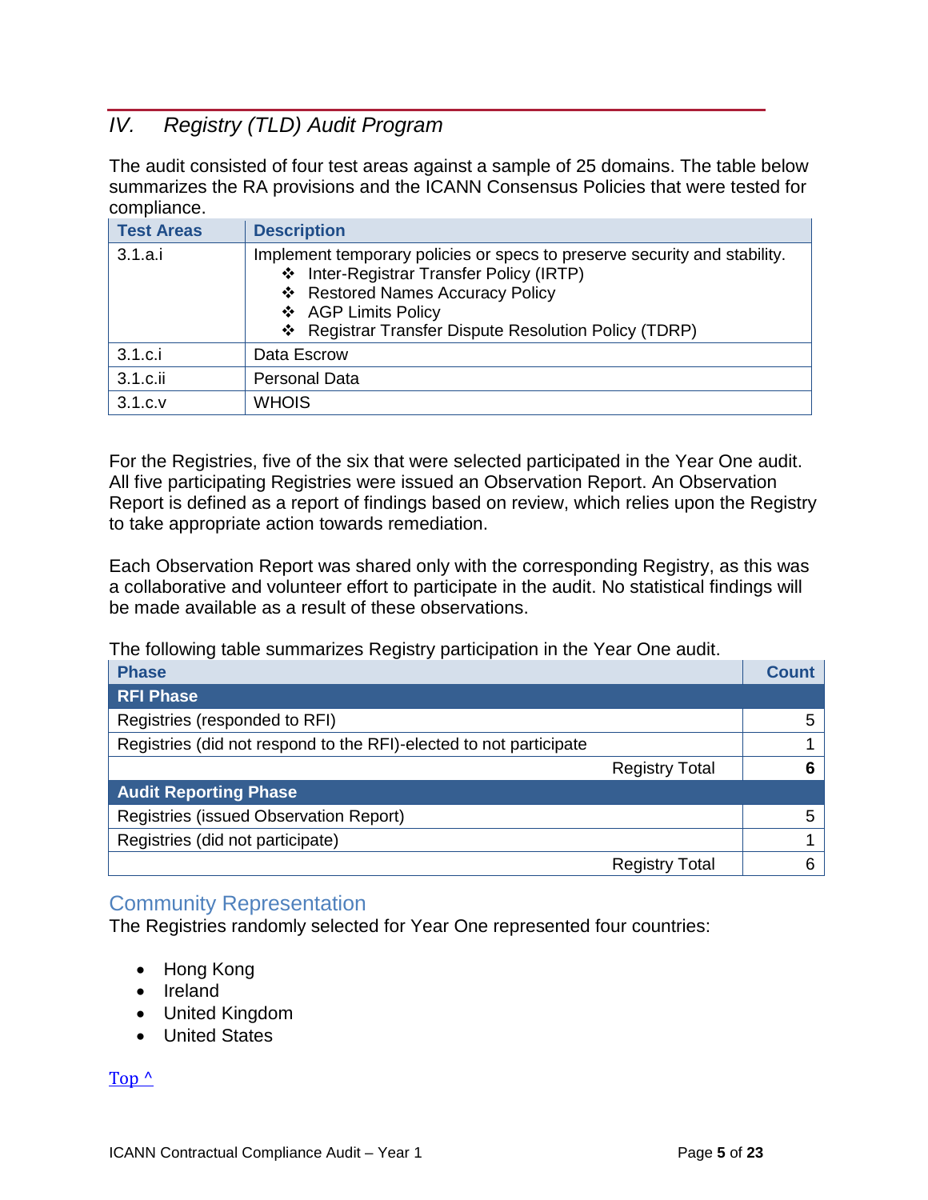## IV. Registry (TLD) Audit Program

The audit consisted of four test areas against a sample of 25 domains. The table below summarizes the RA provisions and the ICANN Consensus Policies that were tested for compliance.

| Test Areas | Description |
|---|---|
| 3.1.a.i | Implement temporary policies or specs to preserve security and stability.<br>❖ Inter-Registrar Transfer Policy (IRTP)<br>❖ Restored Names Accuracy Policy<br>❖ AGP Limits Policy<br>❖ Registrar Transfer Dispute Resolution Policy (TDRP) |
| 3.1.c.i | Data Escrow |
| 3.1.c.ii | Personal Data |
| 3.1.c.v | WHOIS |

For the Registries, five of the six that were selected participated in the Year One audit. All five participating Registries were issued an Observation Report. An Observation Report is defined as a report of findings based on review, which relies upon the Registry to take appropriate action towards remediation.

Each Observation Report was shared only with the corresponding Registry, as this was a collaborative and volunteer effort to participate in the audit. No statistical findings will be made available as a result of these observations.

The following table summarizes Registry participation in the Year One audit.

| Phase | Count |
|---|---|
| **RFI Phase** | |
| Registries (responded to RFI) | 5 |
| Registries (did not respond to the RFI)-elected to not participate | 1 |
| Registry Total | **6** |
| **Audit Reporting Phase** | |
| Registries (issued Observation Report) | 5 |
| Registries (did not participate) | 1 |
| Registry Total | 6 |

### Community Representation

The Registries randomly selected for Year One represented four countries:

- Hong Kong
- Ireland
- United Kingdom
- United States

Top ^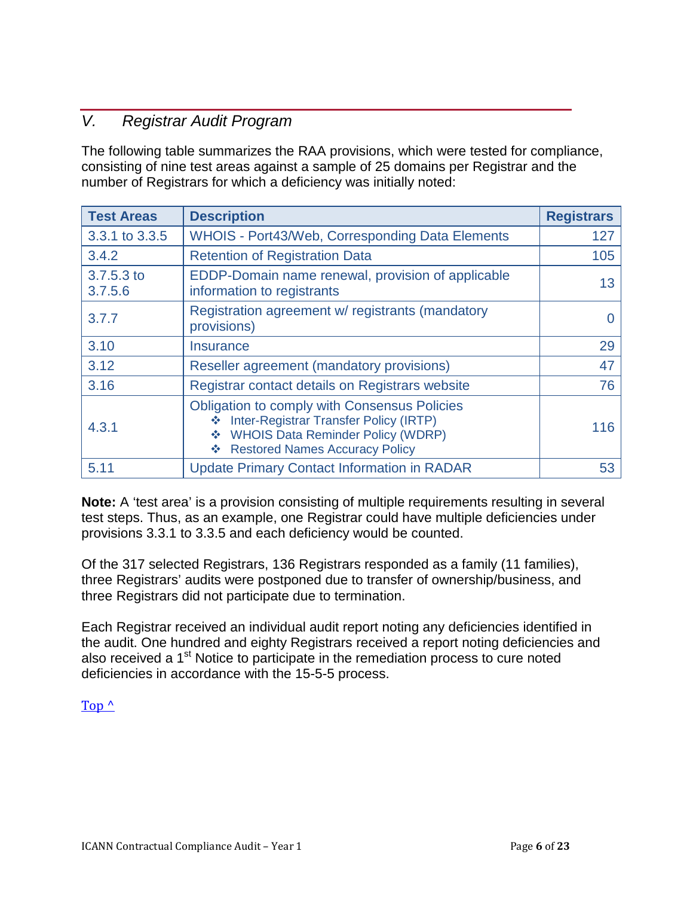## V. Registrar Audit Program

The following table summarizes the RAA provisions, which were tested for compliance, consisting of nine test areas against a sample of 25 domains per Registrar and the number of Registrars for which a deficiency was initially noted:

| Test Areas | Description | Registrars |
|---|---|---|
| 3.3.1 to 3.3.5 | WHOIS - Port43/Web, Corresponding Data Elements | 127 |
| 3.4.2 | Retention of Registration Data | 105 |
| 3.7.5.3 to 3.7.5.6 | EDDP-Domain name renewal, provision of applicable information to registrants | 13 |
| 3.7.7 | Registration agreement w/ registrants (mandatory provisions) | 0 |
| 3.10 | Insurance | 29 |
| 3.12 | Reseller agreement (mandatory provisions) | 47 |
| 3.16 | Registrar contact details on Registrars website | 76 |
| 4.3.1 | Obligation to comply with Consensus Policies<br>❖ Inter-Registrar Transfer Policy (IRTP)<br>❖ WHOIS Data Reminder Policy (WDRP)<br>❖ Restored Names Accuracy Policy | 116 |
| 5.11 | Update Primary Contact Information in RADAR | 53 |

**Note:** A 'test area' is a provision consisting of multiple requirements resulting in several test steps. Thus, as an example, one Registrar could have multiple deficiencies under provisions 3.3.1 to 3.3.5 and each deficiency would be counted.

Of the 317 selected Registrars, 136 Registrars responded as a family (11 families), three Registrars' audits were postponed due to transfer of ownership/business, and three Registrars did not participate due to termination.

Each Registrar received an individual audit report noting any deficiencies identified in the audit. One hundred and eighty Registrars received a report noting deficiencies and also received a 1st Notice to participate in the remediation process to cure noted deficiencies in accordance with the 15-5-5 process.

Top ^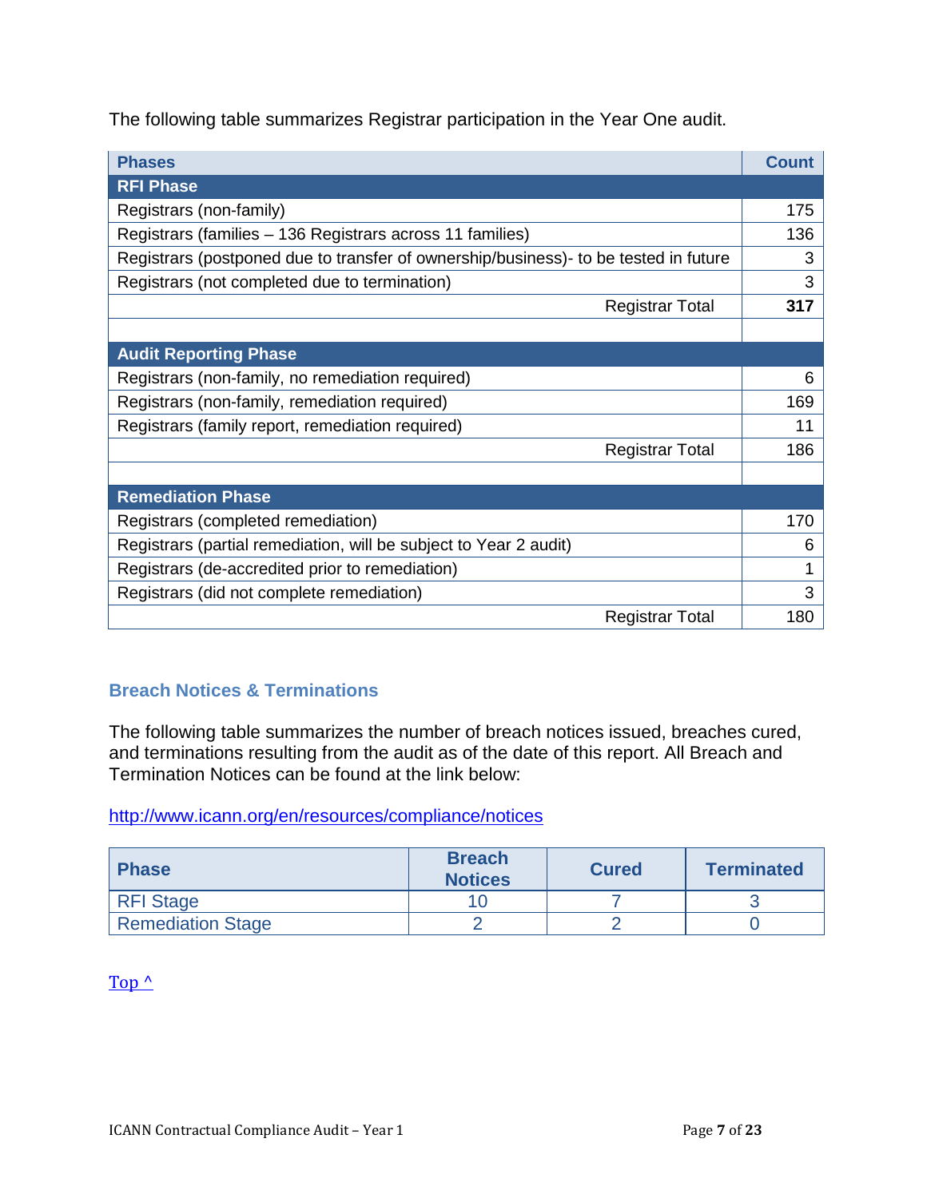The following table summarizes Registrar participation in the Year One audit.

| Phases | Count |
|---|---|
| **RFI Phase** | |
| Registrars (non-family) | 175 |
| Registrars (families – 136 Registrars across 11 families) | 136 |
| Registrars (postponed due to transfer of ownership/business)- to be tested in future | 3 |
| Registrars (not completed due to termination) | 3 |
| Registrar Total | **317** |
| | |
| **Audit Reporting Phase** | |
| Registrars (non-family, no remediation required) | 6 |
| Registrars (non-family, remediation required) | 169 |
| Registrars (family report, remediation required) | 11 |
| Registrar Total | 186 |
| | |
| **Remediation Phase** | |
| Registrars (completed remediation) | 170 |
| Registrars (partial remediation, will be subject to Year 2 audit) | 6 |
| Registrars (de-accredited prior to remediation) | 1 |
| Registrars (did not complete remediation) | 3 |
| Registrar Total | 180 |

## Breach Notices & Terminations

The following table summarizes the number of breach notices issued, breaches cured, and terminations resulting from the audit as of the date of this report. All Breach and Termination Notices can be found at the link below:

http://www.icann.org/en/resources/compliance/notices

| Phase | Breach Notices | Cured | Terminated |
|---|---|---|---|
| RFI Stage | 10 | 7 | 3 |
| Remediation Stage | 2 | 2 | 0 |

Top ^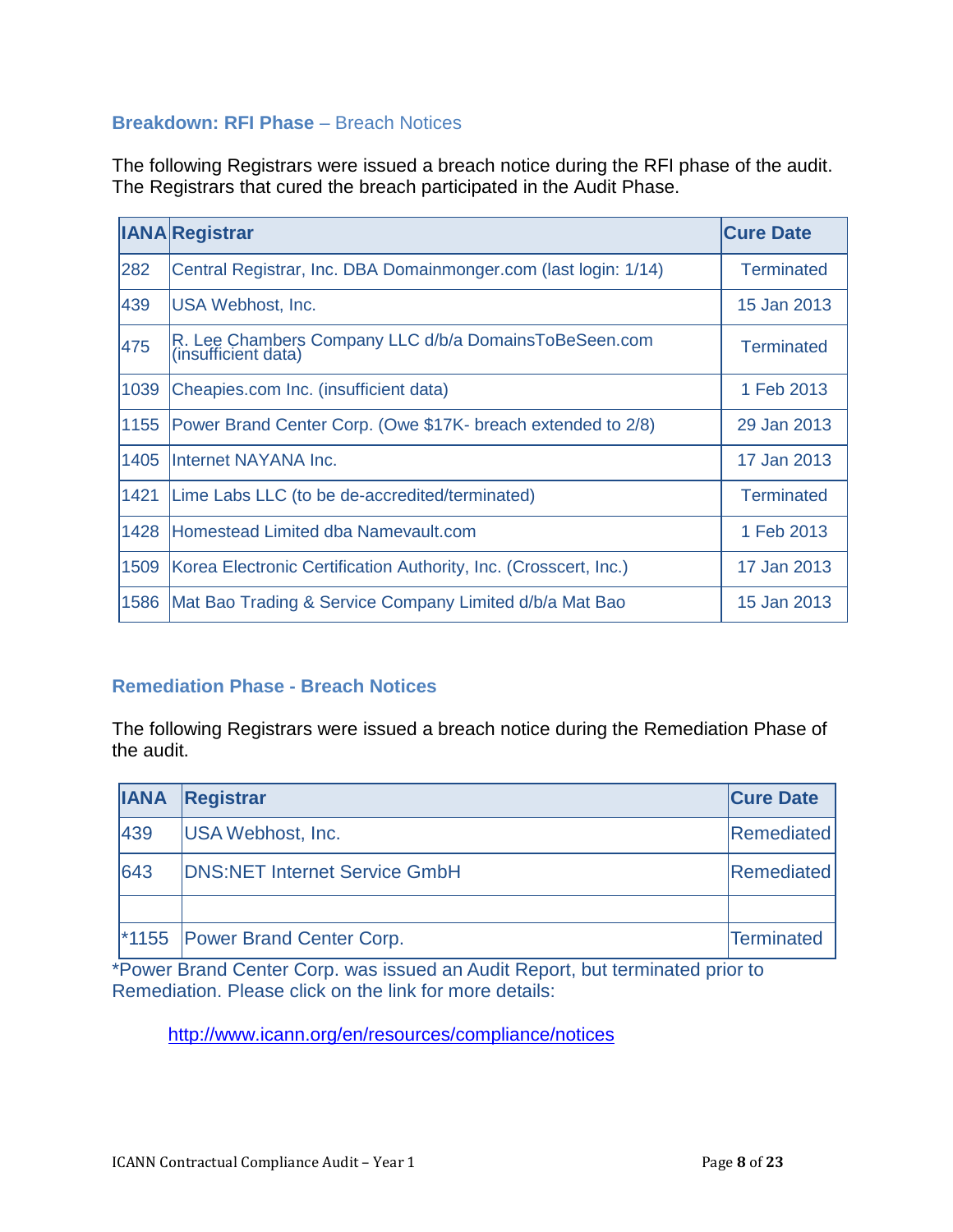### **Breakdown: RFI Phase** – Breach Notices

The following Registrars were issued a breach notice during the RFI phase of the audit. The Registrars that cured the breach participated in the Audit Phase.

| IANA | Registrar | Cure Date |
|---|---|---|
| 282 | Central Registrar, Inc. DBA Domainmonger.com (last login: 1/14) | Terminated |
| 439 | USA Webhost, Inc. | 15 Jan 2013 |
| 475 | R. Lee Chambers Company LLC d/b/a DomainsToBeSeen.com (insufficient data) | Terminated |
| 1039 | Cheapies.com Inc. (insufficient data) | 1 Feb 2013 |
| 1155 | Power Brand Center Corp. (Owe $17K- breach extended to 2/8) | 29 Jan 2013 |
| 1405 | Internet NAYANA Inc. | 17 Jan 2013 |
| 1421 | Lime Labs LLC (to be de-accredited/terminated) | Terminated |
| 1428 | Homestead Limited dba Namevault.com | 1 Feb 2013 |
| 1509 | Korea Electronic Certification Authority, Inc. (Crosscert, Inc.) | 17 Jan 2013 |
| 1586 | Mat Bao Trading & Service Company Limited d/b/a Mat Bao | 15 Jan 2013 |

### **Remediation Phase - Breach Notices**

The following Registrars were issued a breach notice during the Remediation Phase of the audit.

| IANA | Registrar | Cure Date |
|---|---|---|
| 439 | USA Webhost, Inc. | Remediated |
| 643 | DNS:NET Internet Service GmbH | Remediated |
| | | |
| *1155 | Power Brand Center Corp. | Terminated |

*Power Brand Center Corp. was issued an Audit Report, but terminated prior to Remediation. Please click on the link for more details:

http://www.icann.org/en/resources/compliance/notices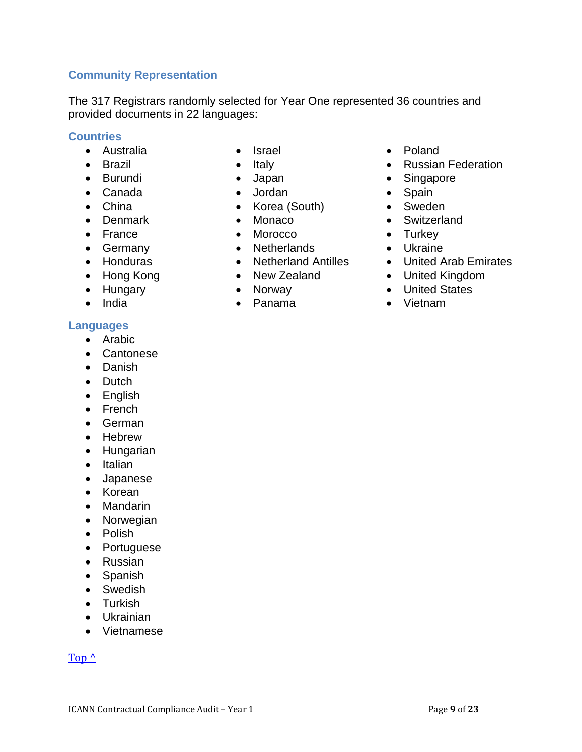## Community Representation

The 317 Registrars randomly selected for Year One represented 36 countries and provided documents in 22 languages:

### Countries

- Australia
- Brazil
- Burundi
- Canada
- China
- Denmark
- France
- Germany
- Honduras
- Hong Kong
- Hungary
- India
- Israel
- Italy
- Japan
- Jordan
- Korea (South)
- Monaco
- Morocco
- Netherlands
- Netherland Antilles
- New Zealand
- Norway
- Panama
- Poland
- Russian Federation
- Singapore
- Spain
- Sweden
- Switzerland
- Turkey
- Ukraine
- United Arab Emirates
- United Kingdom
- United States
- Vietnam

### Languages

- Arabic
- Cantonese
- Danish
- Dutch
- English
- French
- German
- Hebrew
- Hungarian
- Italian
- Japanese
- Korean
- Mandarin
- Norwegian
- Polish
- Portuguese
- Russian
- Spanish
- Swedish
- Turkish
- Ukrainian
- Vietnamese

Top ^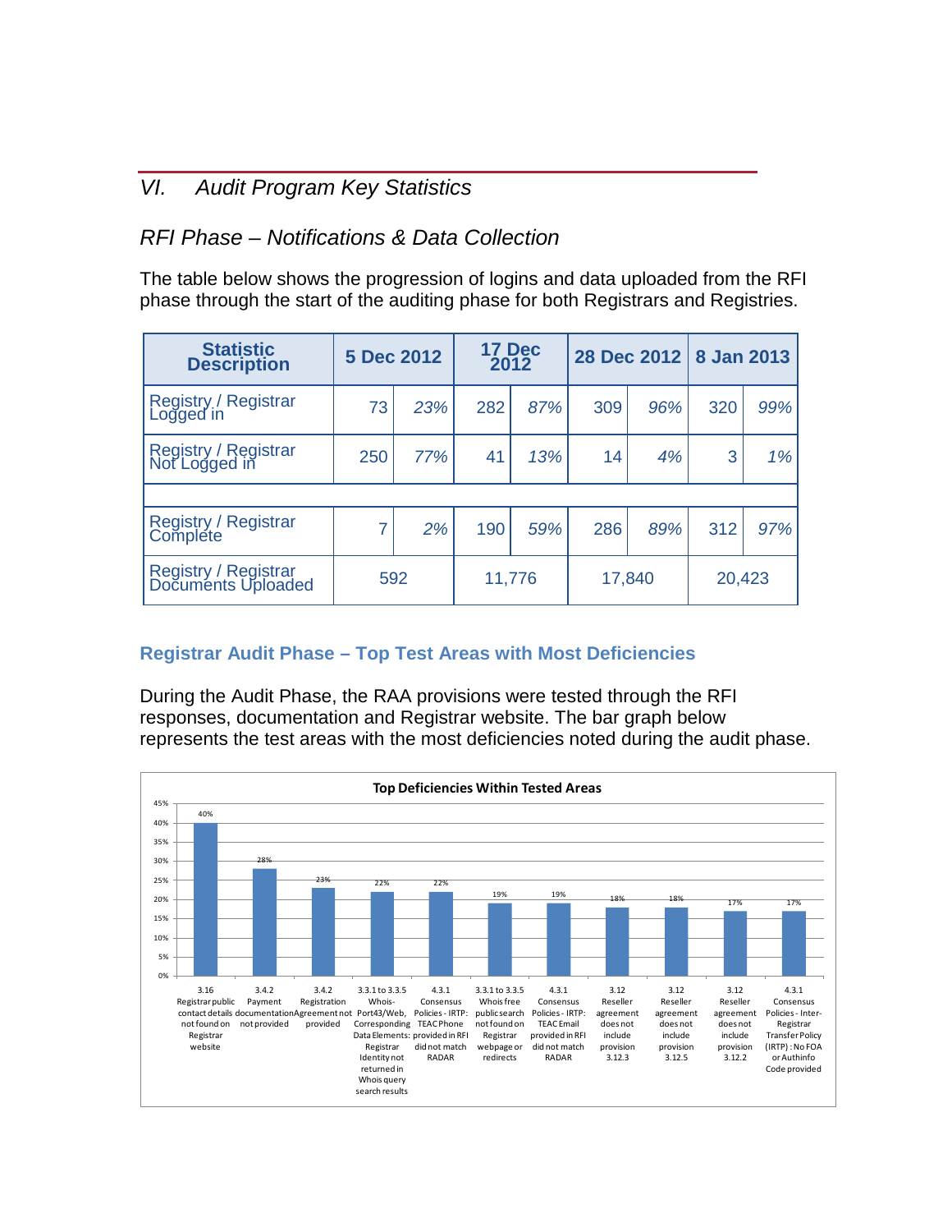## VI. Audit Program Key Statistics

### RFI Phase – Notifications & Data Collection

The table below shows the progression of logins and data uploaded from the RFI phase through the start of the auditing phase for both Registrars and Registries.

| Statistic Description | 5 Dec 2012 | | 17 Dec 2012 | | 28 Dec 2012 | | 8 Jan 2013 | |
|---|---|---|---|---|---|---|---|---|
| Registry / Registrar Logged in | 73 | 23% | 282 | 87% | 309 | 96% | 320 | 99% |
| Registry / Registrar Not Logged in | 250 | 77% | 41 | 13% | 14 | 4% | 3 | 1% |
| | | | | | | | | |
| Registry / Registrar Complete | 7 | 2% | 190 | 59% | 286 | 89% | 312 | 97% |
| Registry / Registrar Documents Uploaded | 592 | | 11,776 | | 17,840 | | 20,423 | |

### Registrar Audit Phase – Top Test Areas with Most Deficiencies

During the Audit Phase, the RAA provisions were tested through the RFI responses, documentation and Registrar website. The bar graph below represents the test areas with the most deficiencies noted during the audit phase.

**Top Deficiencies Within Tested Areas**

| Test Area | Deficiency % |
|---|---|
| 3.16 Registrar public contact details not found on Registrar website | 40% |
| 3.4.2 Payment documentation not provided | 28% |
| 3.4.2 Registration Agreement not provided | 23% |
| 3.3.1 to 3.3.5 Whois-Port43/Web, Corresponding Data Elements: Registrar Identity not returned in Whois query search results | 22% |
| 4.3.1 Consensus Policies - IRTP: provided in RFI did not match RADAR | 22% |
| 3.3.1 to 3.3.5 Whois free public search not found on Registrar webpage or redirects | 19% |
| 4.3.1 Consensus Policies - IRTP: TEAC Email provided in RFI did not match RADAR | 19% |
| 3.12 Reseller agreement does not include provision 3.12.3 | 18% |
| 3.12 Reseller agreement does not include provision 3.12.5 | 18% |
| 3.12 Reseller agreement does not include provision 3.12.2 | 17% |
| 4.3.1 Consensus Policies - Inter-Registrar Transfer Policy (IRTP) : No FOA or Authinfo Code provided | 17% |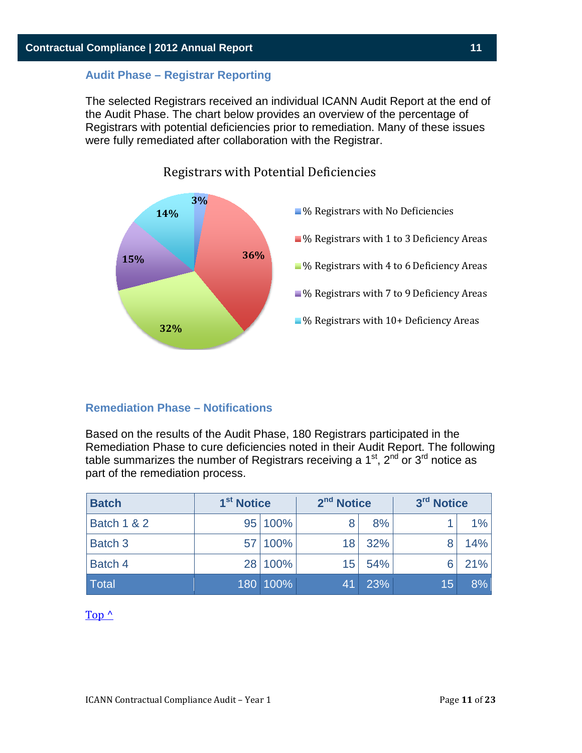## Audit Phase – Registrar Reporting

The selected Registrars received an individual ICANN Audit Report at the end of the Audit Phase. The chart below provides an overview of the percentage of Registrars with potential deficiencies prior to remediation. Many of these issues were fully remediated after collaboration with the Registrar.

**Registrars with Potential Deficiencies**

- % Registrars with No Deficiencies: 3%
- % Registrars with 1 to 3 Deficiency Areas: 36%
- % Registrars with 4 to 6 Deficiency Areas: 32%
- % Registrars with 7 to 9 Deficiency Areas: 15%
- % Registrars with 10+ Deficiency Areas: 14%

## Remediation Phase – Notifications

Based on the results of the Audit Phase, 180 Registrars participated in the Remediation Phase to cure deficiencies noted in their Audit Report. The following table summarizes the number of Registrars receiving a 1st, 2nd or 3rd notice as part of the remediation process.

| Batch | 1st Notice | | 2nd Notice | | 3rd Notice | |
|---|---|---|---|---|---|---|
| Batch 1 & 2 | 95 | 100% | 8 | 8% | 1 | 1% |
| Batch 3 | 57 | 100% | 18 | 32% | 8 | 14% |
| Batch 4 | 28 | 100% | 15 | 54% | 6 | 21% |
| Total | 180 | 100% | 41 | 23% | 15 | 8% |

Top ^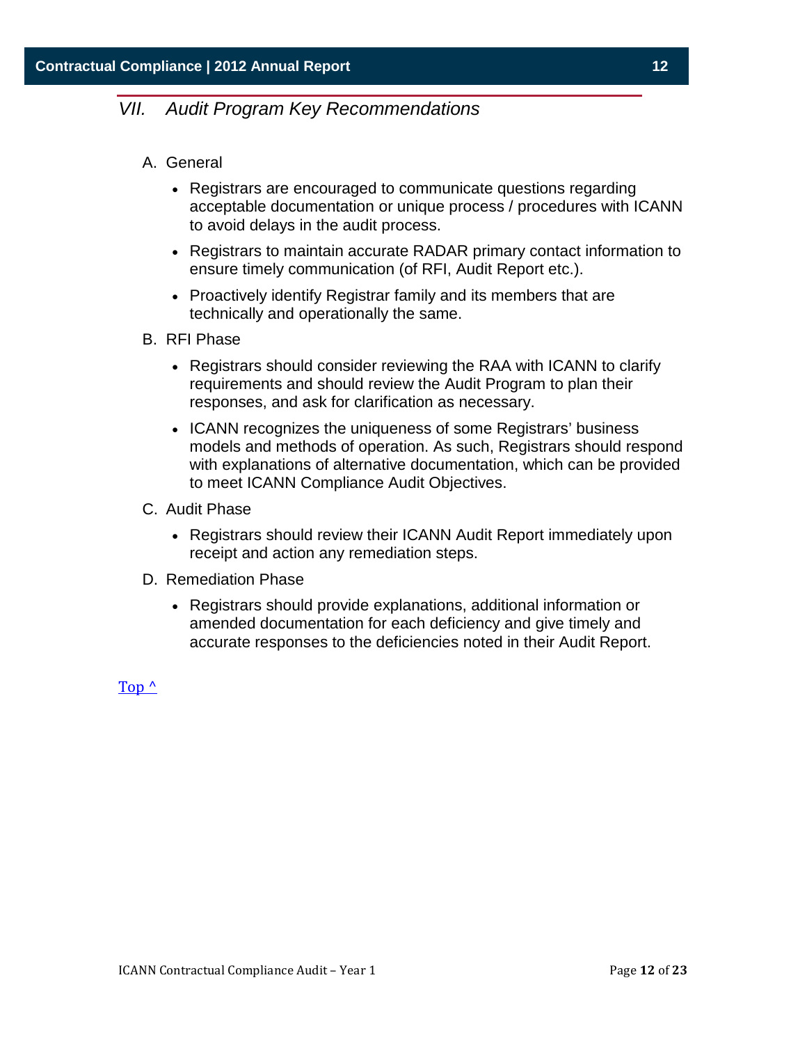## VII. Audit Program Key Recommendations

A. General

- Registrars are encouraged to communicate questions regarding acceptable documentation or unique process / procedures with ICANN to avoid delays in the audit process.
- Registrars to maintain accurate RADAR primary contact information to ensure timely communication (of RFI, Audit Report etc.).
- Proactively identify Registrar family and its members that are technically and operationally the same.

B. RFI Phase

- Registrars should consider reviewing the RAA with ICANN to clarify requirements and should review the Audit Program to plan their responses, and ask for clarification as necessary.
- ICANN recognizes the uniqueness of some Registrars' business models and methods of operation. As such, Registrars should respond with explanations of alternative documentation, which can be provided to meet ICANN Compliance Audit Objectives.

C. Audit Phase

- Registrars should review their ICANN Audit Report immediately upon receipt and action any remediation steps.

D. Remediation Phase

- Registrars should provide explanations, additional information or amended documentation for each deficiency and give timely and accurate responses to the deficiencies noted in their Audit Report.

Top ^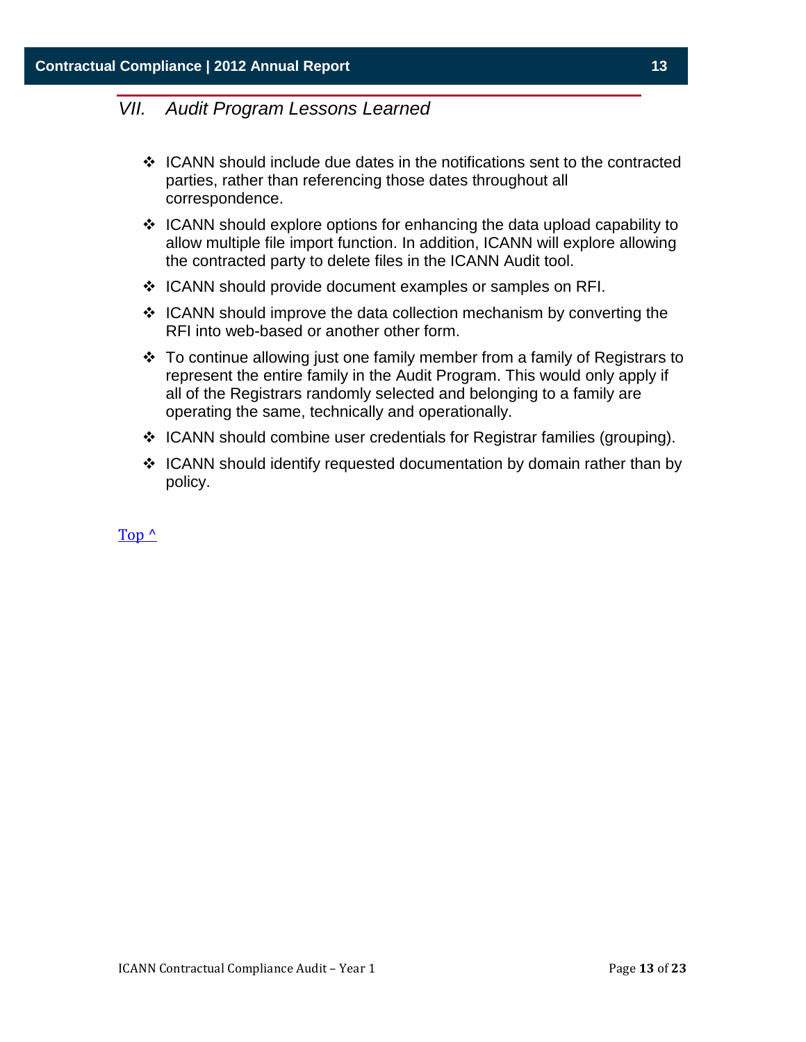## *VII. Audit Program Lessons Learned*

- ICANN should include due dates in the notifications sent to the contracted parties, rather than referencing those dates throughout all correspondence.
- ICANN should explore options for enhancing the data upload capability to allow multiple file import function. In addition, ICANN will explore allowing the contracted party to delete files in the ICANN Audit tool.
- ICANN should provide document examples or samples on RFI.
- ICANN should improve the data collection mechanism by converting the RFI into web-based or another other form.
- To continue allowing just one family member from a family of Registrars to represent the entire family in the Audit Program. This would only apply if all of the Registrars randomly selected and belonging to a family are operating the same, technically and operationally.
- ICANN should combine user credentials for Registrar families (grouping).
- ICANN should identify requested documentation by domain rather than by policy.

Top ^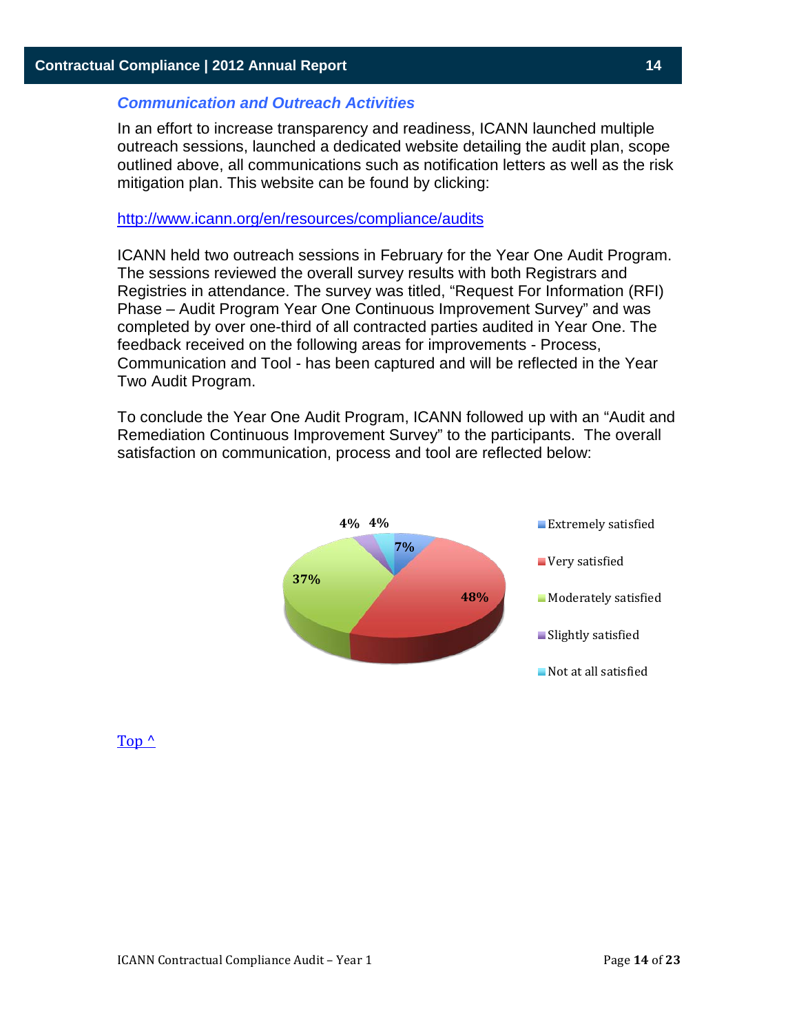### *Communication and Outreach Activities*

In an effort to increase transparency and readiness, ICANN launched multiple outreach sessions, launched a dedicated website detailing the audit plan, scope outlined above, all communications such as notification letters as well as the risk mitigation plan. This website can be found by clicking:

http://www.icann.org/en/resources/compliance/audits

ICANN held two outreach sessions in February for the Year One Audit Program. The sessions reviewed the overall survey results with both Registrars and Registries in attendance. The survey was titled, "Request For Information (RFI) Phase – Audit Program Year One Continuous Improvement Survey" and was completed by over one-third of all contracted parties audited in Year One. The feedback received on the following areas for improvements - Process, Communication and Tool - has been captured and will be reflected in the Year Two Audit Program.

To conclude the Year One Audit Program, ICANN followed up with an "Audit and Remediation Continuous Improvement Survey" to the participants. The overall satisfaction on communication, process and tool are reflected below:

| Satisfaction | Percentage |
|---|---|
| Extremely satisfied | 7% |
| Very satisfied | 48% |
| Moderately satisfied | 37% |
| Slightly satisfied | 4% |
| Not at all satisfied | 4% |

Top ^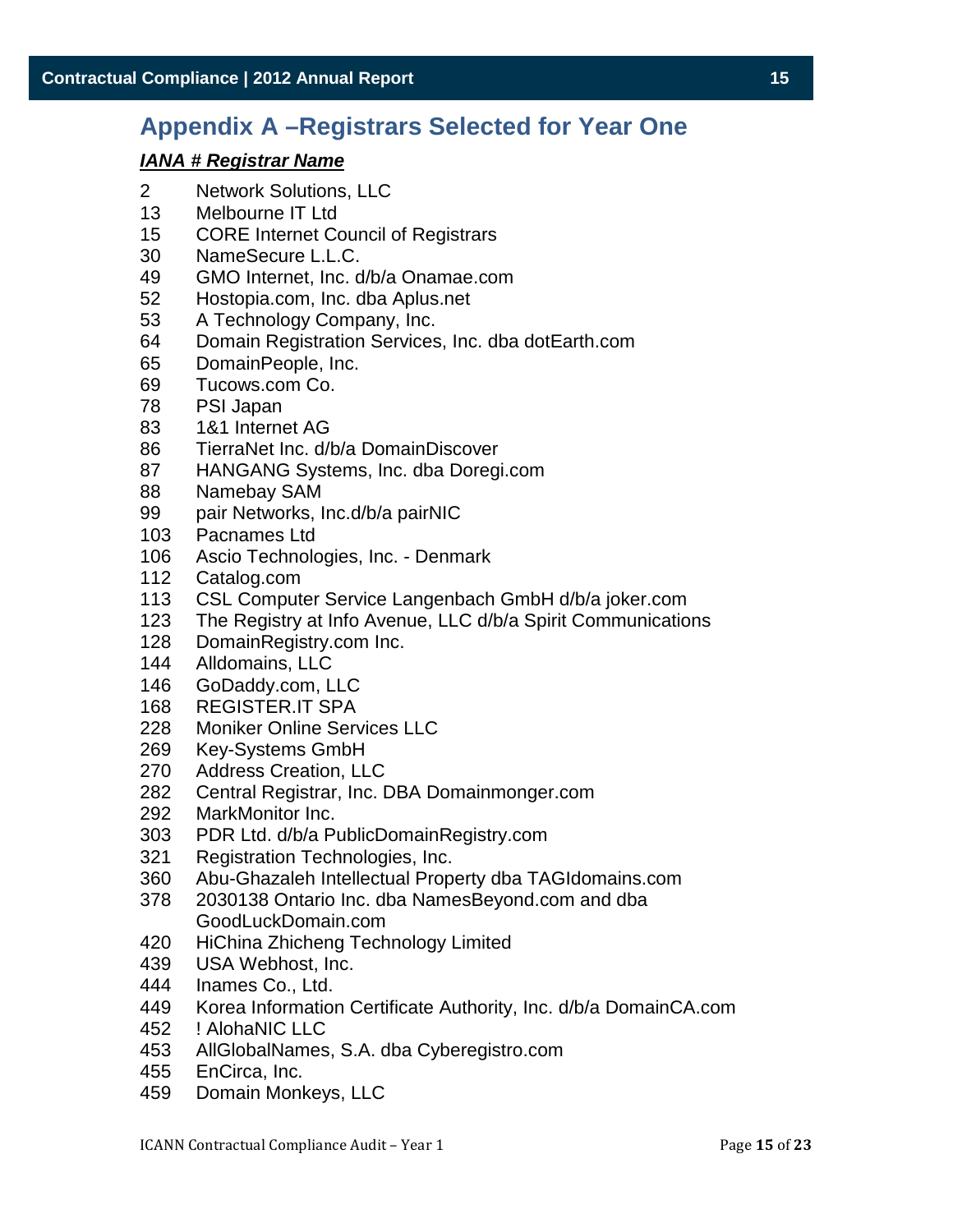## Appendix A –Registrars Selected for Year One

| IANA # | Registrar Name |
|---|---|
| 2 | Network Solutions, LLC |
| 13 | Melbourne IT Ltd |
| 15 | CORE Internet Council of Registrars |
| 30 | NameSecure L.L.C. |
| 49 | GMO Internet, Inc. d/b/a Onamae.com |
| 52 | Hostopia.com, Inc. dba Aplus.net |
| 53 | A Technology Company, Inc. |
| 64 | Domain Registration Services, Inc. dba dotEarth.com |
| 65 | DomainPeople, Inc. |
| 69 | Tucows.com Co. |
| 78 | PSI Japan |
| 83 | 1&1 Internet AG |
| 86 | TierraNet Inc. d/b/a DomainDiscover |
| 87 | HANGANG Systems, Inc. dba Doregi.com |
| 88 | Namebay SAM |
| 99 | pair Networks, Inc.d/b/a pairNIC |
| 103 | Pacnames Ltd |
| 106 | Ascio Technologies, Inc. - Denmark |
| 112 | Catalog.com |
| 113 | CSL Computer Service Langenbach GmbH d/b/a joker.com |
| 123 | The Registry at Info Avenue, LLC d/b/a Spirit Communications |
| 128 | DomainRegistry.com Inc. |
| 144 | Alldomains, LLC |
| 146 | GoDaddy.com, LLC |
| 168 | REGISTER.IT SPA |
| 228 | Moniker Online Services LLC |
| 269 | Key-Systems GmbH |
| 270 | Address Creation, LLC |
| 282 | Central Registrar, Inc. DBA Domainmonger.com |
| 292 | MarkMonitor Inc. |
| 303 | PDR Ltd. d/b/a PublicDomainRegistry.com |
| 321 | Registration Technologies, Inc. |
| 360 | Abu-Ghazaleh Intellectual Property dba TAGIdomains.com |
| 378 | 2030138 Ontario Inc. dba NamesBeyond.com and dba GoodLuckDomain.com |
| 420 | HiChina Zhicheng Technology Limited |
| 439 | USA Webhost, Inc. |
| 444 | Inames Co., Ltd. |
| 449 | Korea Information Certificate Authority, Inc. d/b/a DomainCA.com |
| 452 | ! AlohaNIC LLC |
| 453 | AllGlobalNames, S.A. dba Cyberegistro.com |
| 455 | EnCirca, Inc. |
| 459 | Domain Monkeys, LLC |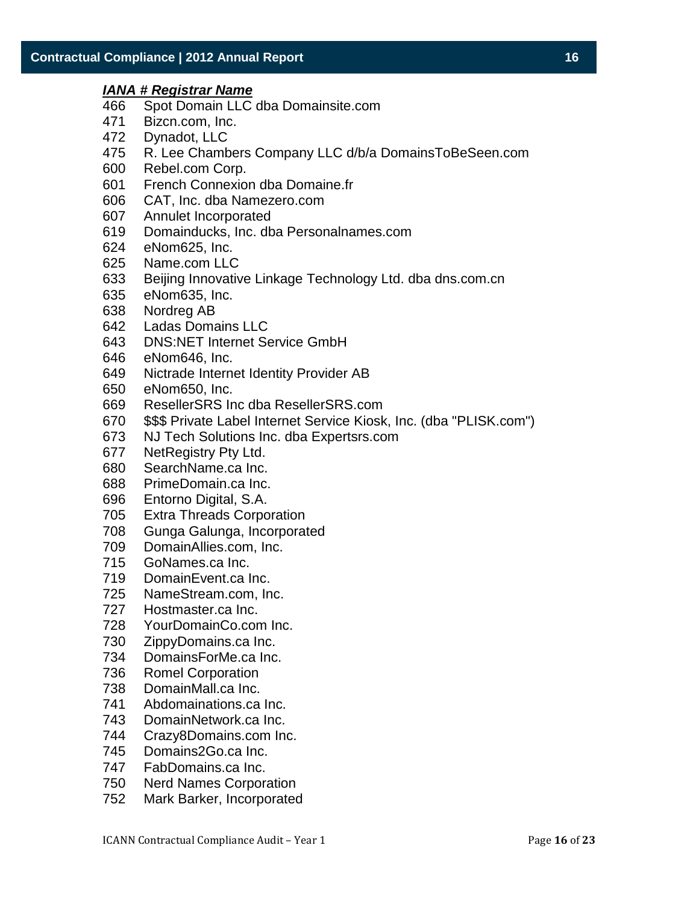| ***IANA #*** | ***Registrar Name*** |
|---|---|
| 466 | Spot Domain LLC dba Domainsite.com |
| 471 | Bizcn.com, Inc. |
| 472 | Dynadot, LLC |
| 475 | R. Lee Chambers Company LLC d/b/a DomainsToBeSeen.com |
| 600 | Rebel.com Corp. |
| 601 | French Connexion dba Domaine.fr |
| 606 | CAT, Inc. dba Namezero.com |
| 607 | Annulet Incorporated |
| 619 | Domainducks, Inc. dba Personalnames.com |
| 624 | eNom625, Inc. |
| 625 | Name.com LLC |
| 633 | Beijing Innovative Linkage Technology Ltd. dba dns.com.cn |
| 635 | eNom635, Inc. |
| 638 | Nordreg AB |
| 642 | Ladas Domains LLC |
| 643 | DNS:NET Internet Service GmbH |
| 646 | eNom646, Inc. |
| 649 | Nictrade Internet Identity Provider AB |
| 650 | eNom650, Inc. |
| 669 | ResellerSRS Inc dba ResellerSRS.com |
| 670 | $$$ Private Label Internet Service Kiosk, Inc. (dba "PLISK.com") |
| 673 | NJ Tech Solutions Inc. dba Expertsrs.com |
| 677 | NetRegistry Pty Ltd. |
| 680 | SearchName.ca Inc. |
| 688 | PrimeDomain.ca Inc. |
| 696 | Entorno Digital, S.A. |
| 705 | Extra Threads Corporation |
| 708 | Gunga Galunga, Incorporated |
| 709 | DomainAllies.com, Inc. |
| 715 | GoNames.ca Inc. |
| 719 | DomainEvent.ca Inc. |
| 725 | NameStream.com, Inc. |
| 727 | Hostmaster.ca Inc. |
| 728 | YourDomainCo.com Inc. |
| 730 | ZippyDomains.ca Inc. |
| 734 | DomainsForMe.ca Inc. |
| 736 | Romel Corporation |
| 738 | DomainMall.ca Inc. |
| 741 | Abdomainations.ca Inc. |
| 743 | DomainNetwork.ca Inc. |
| 744 | Crazy8Domains.com Inc. |
| 745 | Domains2Go.ca Inc. |
| 747 | FabDomains.ca Inc. |
| 750 | Nerd Names Corporation |
| 752 | Mark Barker, Incorporated |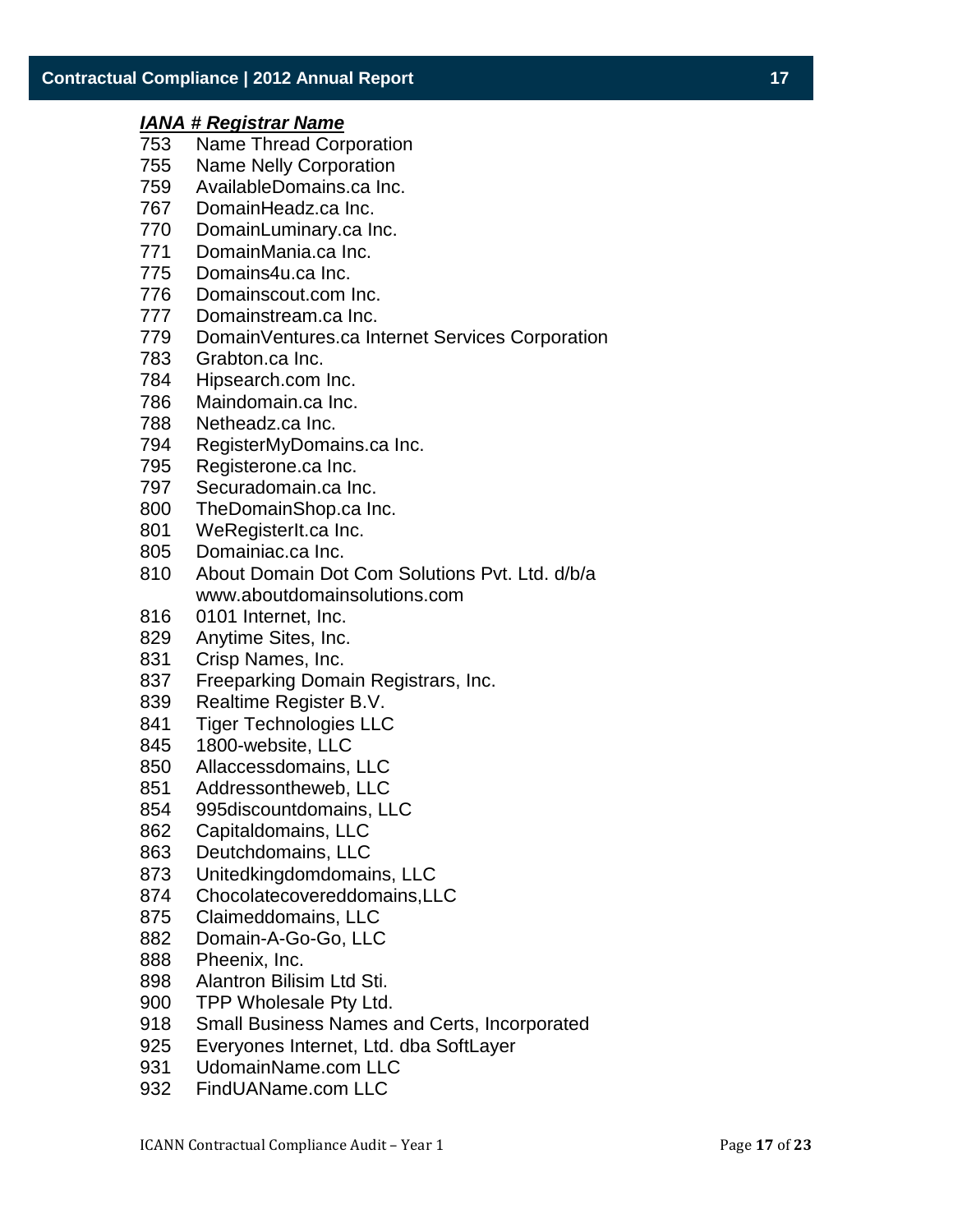| ***IANA #*** | ***Registrar Name*** |
|---|---|
| 753 | Name Thread Corporation |
| 755 | Name Nelly Corporation |
| 759 | AvailableDomains.ca Inc. |
| 767 | DomainHeadz.ca Inc. |
| 770 | DomainLuminary.ca Inc. |
| 771 | DomainMania.ca Inc. |
| 775 | Domains4u.ca Inc. |
| 776 | Domainscout.com Inc. |
| 777 | Domainstream.ca Inc. |
| 779 | DomainVentures.ca Internet Services Corporation |
| 783 | Grabton.ca Inc. |
| 784 | Hipsearch.com Inc. |
| 786 | Maindomain.ca Inc. |
| 788 | Netheadz.ca Inc. |
| 794 | RegisterMyDomains.ca Inc. |
| 795 | Registerone.ca Inc. |
| 797 | Securadomain.ca Inc. |
| 800 | TheDomainShop.ca Inc. |
| 801 | WeRegisterIt.ca Inc. |
| 805 | Domainiac.ca Inc. |
| 810 | About Domain Dot Com Solutions Pvt. Ltd. d/b/a www.aboutdomainsolutions.com |
| 816 | 0101 Internet, Inc. |
| 829 | Anytime Sites, Inc. |
| 831 | Crisp Names, Inc. |
| 837 | Freeparking Domain Registrars, Inc. |
| 839 | Realtime Register B.V. |
| 841 | Tiger Technologies LLC |
| 845 | 1800-website, LLC |
| 850 | Allaccessdomains, LLC |
| 851 | Addressontheweb, LLC |
| 854 | 995discountdomains, LLC |
| 862 | Capitaldomains, LLC |
| 863 | Deutchdomains, LLC |
| 873 | Unitedkingdomdomains, LLC |
| 874 | Chocolatecovereddomains,LLC |
| 875 | Claimeddomains, LLC |
| 882 | Domain-A-Go-Go, LLC |
| 888 | Pheenix, Inc. |
| 898 | Alantron Bilisim Ltd Sti. |
| 900 | TPP Wholesale Pty Ltd. |
| 918 | Small Business Names and Certs, Incorporated |
| 925 | Everyones Internet, Ltd. dba SoftLayer |
| 931 | UdomainName.com LLC |
| 932 | FindUAName.com LLC |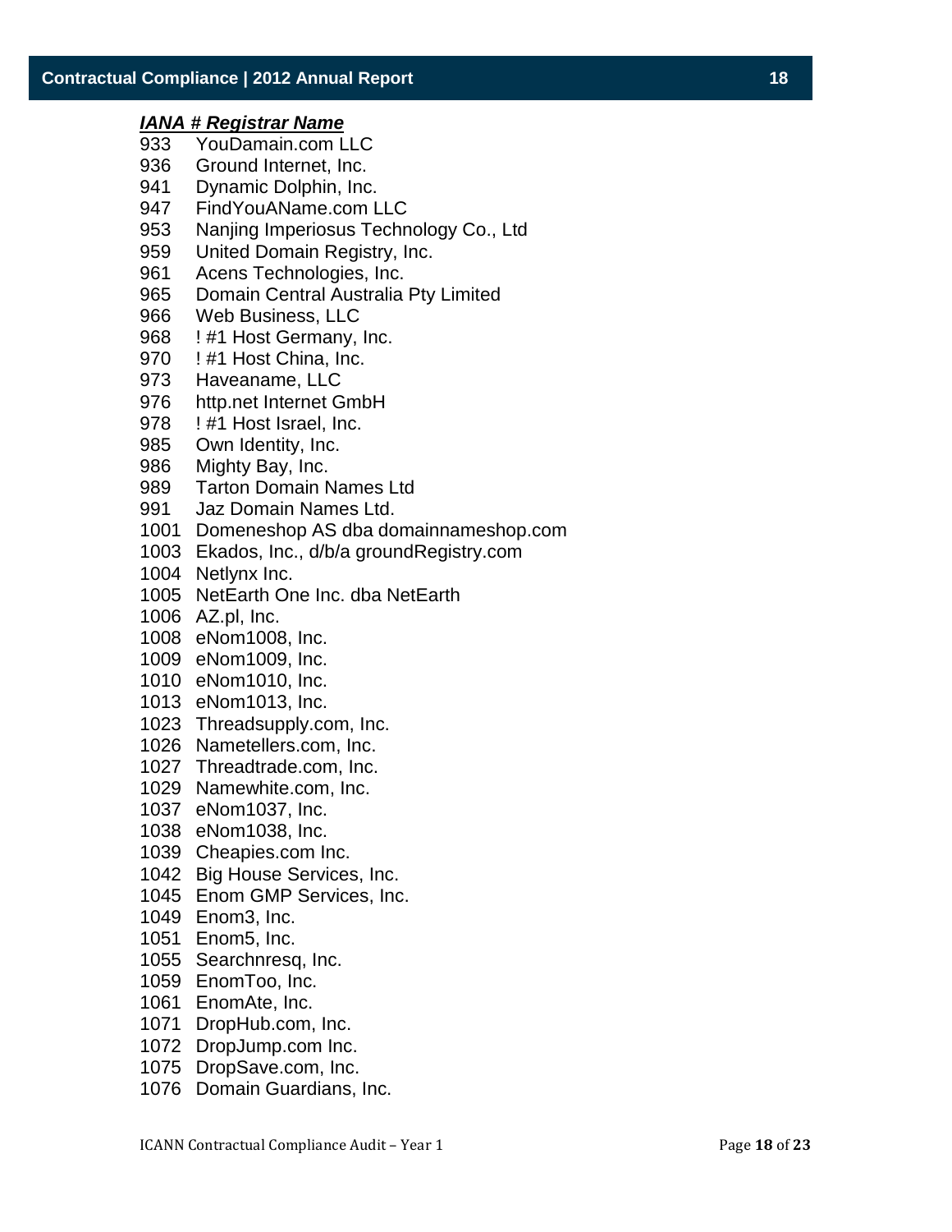| *IANA #* | ***Registrar Name*** |
|---|---|
| 933 | YouDamain.com LLC |
| 936 | Ground Internet, Inc. |
| 941 | Dynamic Dolphin, Inc. |
| 947 | FindYouAName.com LLC |
| 953 | Nanjing Imperiosus Technology Co., Ltd |
| 959 | United Domain Registry, Inc. |
| 961 | Acens Technologies, Inc. |
| 965 | Domain Central Australia Pty Limited |
| 966 | Web Business, LLC |
| 968 | ! #1 Host Germany, Inc. |
| 970 | ! #1 Host China, Inc. |
| 973 | Haveaname, LLC |
| 976 | http.net Internet GmbH |
| 978 | ! #1 Host Israel, Inc. |
| 985 | Own Identity, Inc. |
| 986 | Mighty Bay, Inc. |
| 989 | Tarton Domain Names Ltd |
| 991 | Jaz Domain Names Ltd. |
| 1001 | Domeneshop AS dba domainnameshop.com |
| 1003 | Ekados, Inc., d/b/a groundRegistry.com |
| 1004 | Netlynx Inc. |
| 1005 | NetEarth One Inc. dba NetEarth |
| 1006 | AZ.pl, Inc. |
| 1008 | eNom1008, Inc. |
| 1009 | eNom1009, Inc. |
| 1010 | eNom1010, Inc. |
| 1013 | eNom1013, Inc. |
| 1023 | Threadsupply.com, Inc. |
| 1026 | Nametellers.com, Inc. |
| 1027 | Threadtrade.com, Inc. |
| 1029 | Namewhite.com, Inc. |
| 1037 | eNom1037, Inc. |
| 1038 | eNom1038, Inc. |
| 1039 | Cheapies.com Inc. |
| 1042 | Big House Services, Inc. |
| 1045 | Enom GMP Services, Inc. |
| 1049 | Enom3, Inc. |
| 1051 | Enom5, Inc. |
| 1055 | Searchnresq, Inc. |
| 1059 | EnomToo, Inc. |
| 1061 | EnomAte, Inc. |
| 1071 | DropHub.com, Inc. |
| 1072 | DropJump.com Inc. |
| 1075 | DropSave.com, Inc. |
| 1076 | Domain Guardians, Inc. |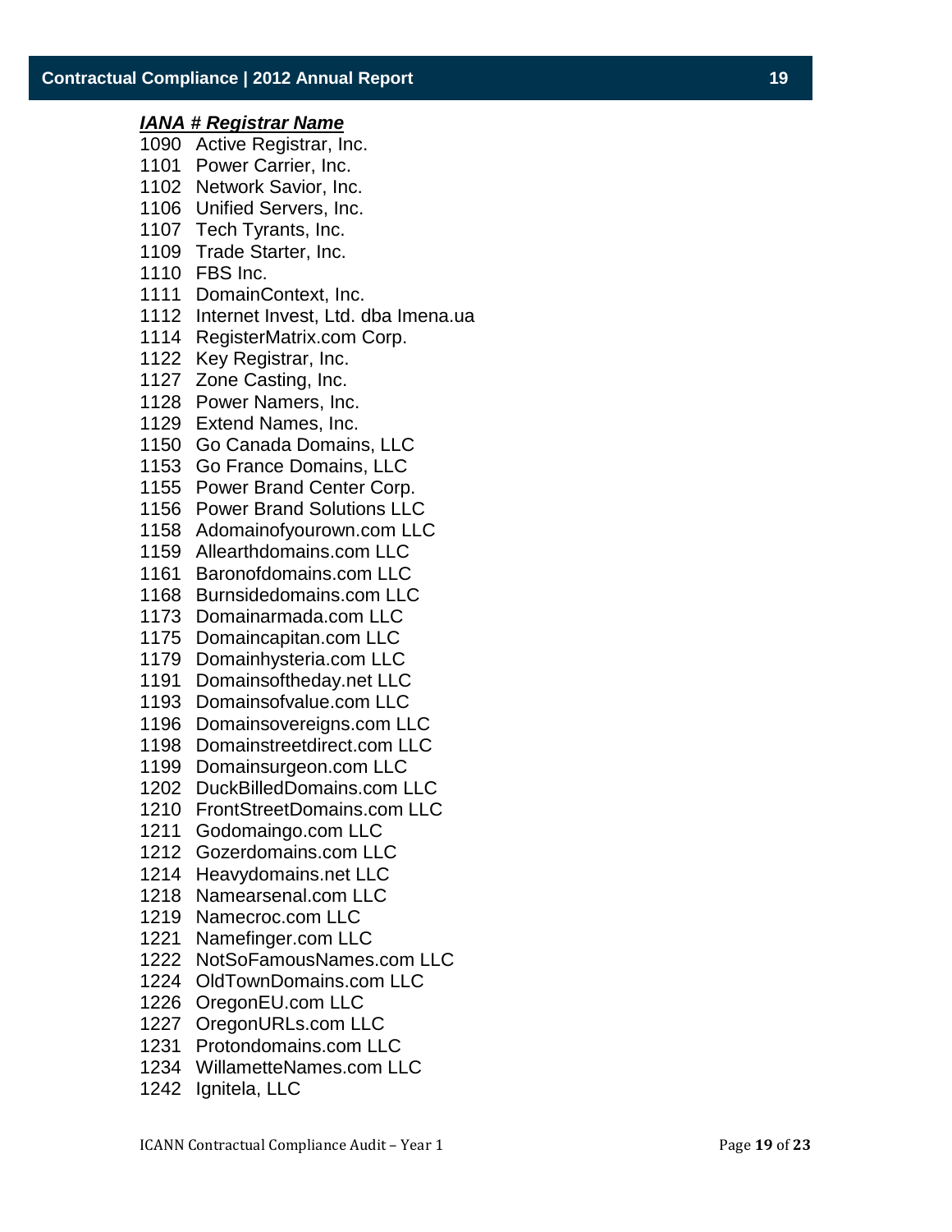***IANA # Registrar Name***

1090 Active Registrar, Inc.
1101 Power Carrier, Inc.
1102 Network Savior, Inc.
1106 Unified Servers, Inc.
1107 Tech Tyrants, Inc.
1109 Trade Starter, Inc.
1110 FBS Inc.
1111 DomainContext, Inc.
1112 Internet Invest, Ltd. dba Imena.ua
1114 RegisterMatrix.com Corp.
1122 Key Registrar, Inc.
1127 Zone Casting, Inc.
1128 Power Namers, Inc.
1129 Extend Names, Inc.
1150 Go Canada Domains, LLC
1153 Go France Domains, LLC
1155 Power Brand Center Corp.
1156 Power Brand Solutions LLC
1158 Adomainofyourown.com LLC
1159 Allearthdomains.com LLC
1161 Baronofdomains.com LLC
1168 Burnsidedomains.com LLC
1173 Domainarmada.com LLC
1175 Domaincapitan.com LLC
1179 Domainhysteria.com LLC
1191 Domainsoftheday.net LLC
1193 Domainsofvalue.com LLC
1196 Domainsovereigns.com LLC
1198 Domainstreetdirect.com LLC
1199 Domainsurgeon.com LLC
1202 DuckBilledDomains.com LLC
1210 FrontStreetDomains.com LLC
1211 Godomaingo.com LLC
1212 Gozerdomains.com LLC
1214 Heavydomains.net LLC
1218 Namearsenal.com LLC
1219 Namecroc.com LLC
1221 Namefinger.com LLC
1222 NotSoFamousNames.com LLC
1224 OldTownDomains.com LLC
1226 OregonEU.com LLC
1227 OregonURLs.com LLC
1231 Protondomains.com LLC
1234 WillametteNames.com LLC
1242 Ignitela, LLC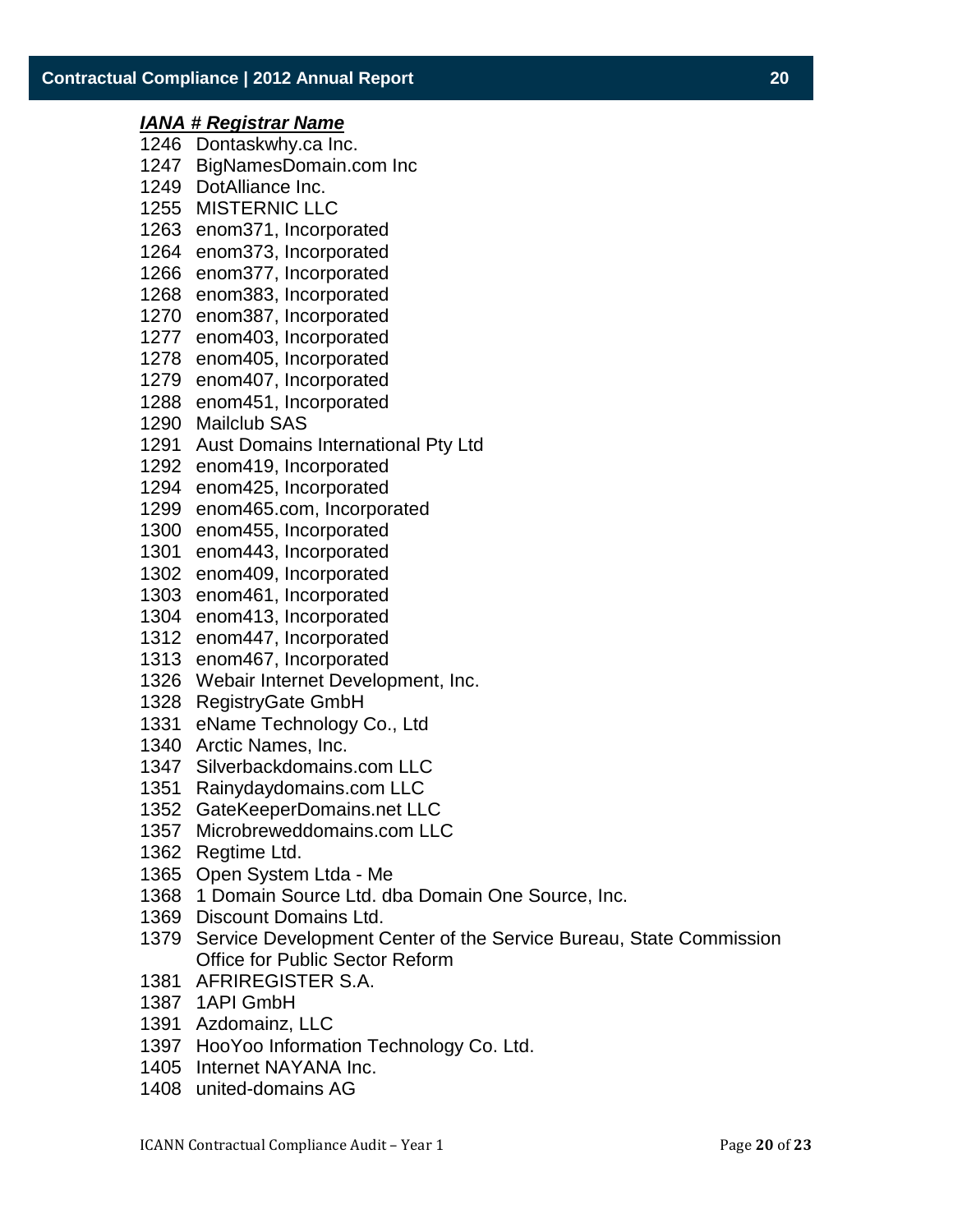| ***IANA #*** | ***Registrar Name*** |
|---|---|
| 1246 | Dontaskwhy.ca Inc. |
| 1247 | BigNamesDomain.com Inc |
| 1249 | DotAlliance Inc. |
| 1255 | MISTERNIC LLC |
| 1263 | enom371, Incorporated |
| 1264 | enom373, Incorporated |
| 1266 | enom377, Incorporated |
| 1268 | enom383, Incorporated |
| 1270 | enom387, Incorporated |
| 1277 | enom403, Incorporated |
| 1278 | enom405, Incorporated |
| 1279 | enom407, Incorporated |
| 1288 | enom451, Incorporated |
| 1290 | Mailclub SAS |
| 1291 | Aust Domains International Pty Ltd |
| 1292 | enom419, Incorporated |
| 1294 | enom425, Incorporated |
| 1299 | enom465.com, Incorporated |
| 1300 | enom455, Incorporated |
| 1301 | enom443, Incorporated |
| 1302 | enom409, Incorporated |
| 1303 | enom461, Incorporated |
| 1304 | enom413, Incorporated |
| 1312 | enom447, Incorporated |
| 1313 | enom467, Incorporated |
| 1326 | Webair Internet Development, Inc. |
| 1328 | RegistryGate GmbH |
| 1331 | eName Technology Co., Ltd |
| 1340 | Arctic Names, Inc. |
| 1347 | Silverbackdomains.com LLC |
| 1351 | Rainydaydomains.com LLC |
| 1352 | GateKeeperDomains.net LLC |
| 1357 | Microbreweddomains.com LLC |
| 1362 | Regtime Ltd. |
| 1365 | Open System Ltda - Me |
| 1368 | 1 Domain Source Ltd. dba Domain One Source, Inc. |
| 1369 | Discount Domains Ltd. |
| 1379 | Service Development Center of the Service Bureau, State Commission Office for Public Sector Reform |
| 1381 | AFRIREGISTER S.A. |
| 1387 | 1API GmbH |
| 1391 | Azdomainz, LLC |
| 1397 | HooYoo Information Technology Co. Ltd. |
| 1405 | Internet NAYANA Inc. |
| 1408 | united-domains AG |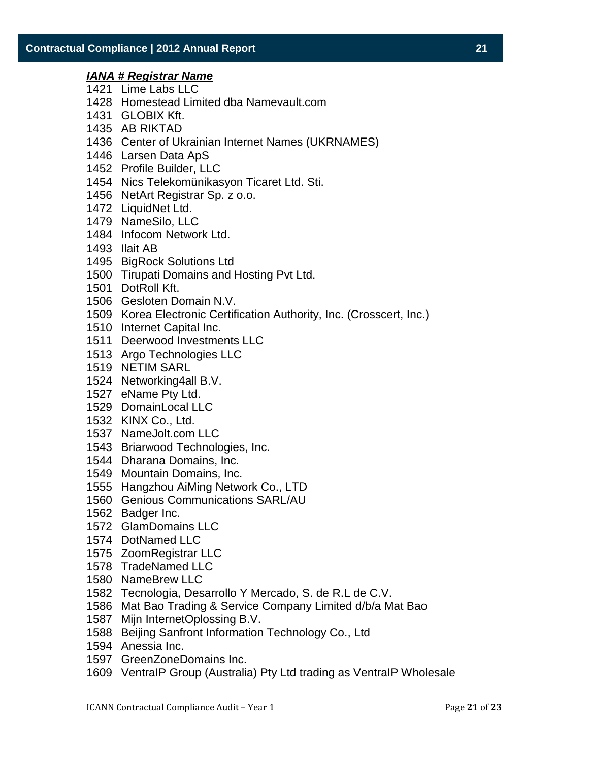| *IANA #* | ***Registrar Name*** |
| --- | --- |
| 1421 | Lime Labs LLC |
| 1428 | Homestead Limited dba Namevault.com |
| 1431 | GLOBIX Kft. |
| 1435 | AB RIKTAD |
| 1436 | Center of Ukrainian Internet Names (UKRNAMES) |
| 1446 | Larsen Data ApS |
| 1452 | Profile Builder, LLC |
| 1454 | Nics Telekomünikasyon Ticaret Ltd. Sti. |
| 1456 | NetArt Registrar Sp. z o.o. |
| 1472 | LiquidNet Ltd. |
| 1479 | NameSilo, LLC |
| 1484 | Infocom Network Ltd. |
| 1493 | Ilait AB |
| 1495 | BigRock Solutions Ltd |
| 1500 | Tirupati Domains and Hosting Pvt Ltd. |
| 1501 | DotRoll Kft. |
| 1506 | Gesloten Domain N.V. |
| 1509 | Korea Electronic Certification Authority, Inc. (Crosscert, Inc.) |
| 1510 | Internet Capital Inc. |
| 1511 | Deerwood Investments LLC |
| 1513 | Argo Technologies LLC |
| 1519 | NETIM SARL |
| 1524 | Networking4all B.V. |
| 1527 | eName Pty Ltd. |
| 1529 | DomainLocal LLC |
| 1532 | KINX Co., Ltd. |
| 1537 | NameJolt.com LLC |
| 1543 | Briarwood Technologies, Inc. |
| 1544 | Dharana Domains, Inc. |
| 1549 | Mountain Domains, Inc. |
| 1555 | Hangzhou AiMing Network Co., LTD |
| 1560 | Genious Communications SARL/AU |
| 1562 | Badger Inc. |
| 1572 | GlamDomains LLC |
| 1574 | DotNamed LLC |
| 1575 | ZoomRegistrar LLC |
| 1578 | TradeNamed LLC |
| 1580 | NameBrew LLC |
| 1582 | Tecnologia, Desarrollo Y Mercado, S. de R.L de C.V. |
| 1586 | Mat Bao Trading & Service Company Limited d/b/a Mat Bao |
| 1587 | Mijn InternetOplossing B.V. |
| 1588 | Beijing Sanfront Information Technology Co., Ltd |
| 1594 | Anessia Inc. |
| 1597 | GreenZoneDomains Inc. |
| 1609 | VentraIP Group (Australia) Pty Ltd trading as VentraIP Wholesale |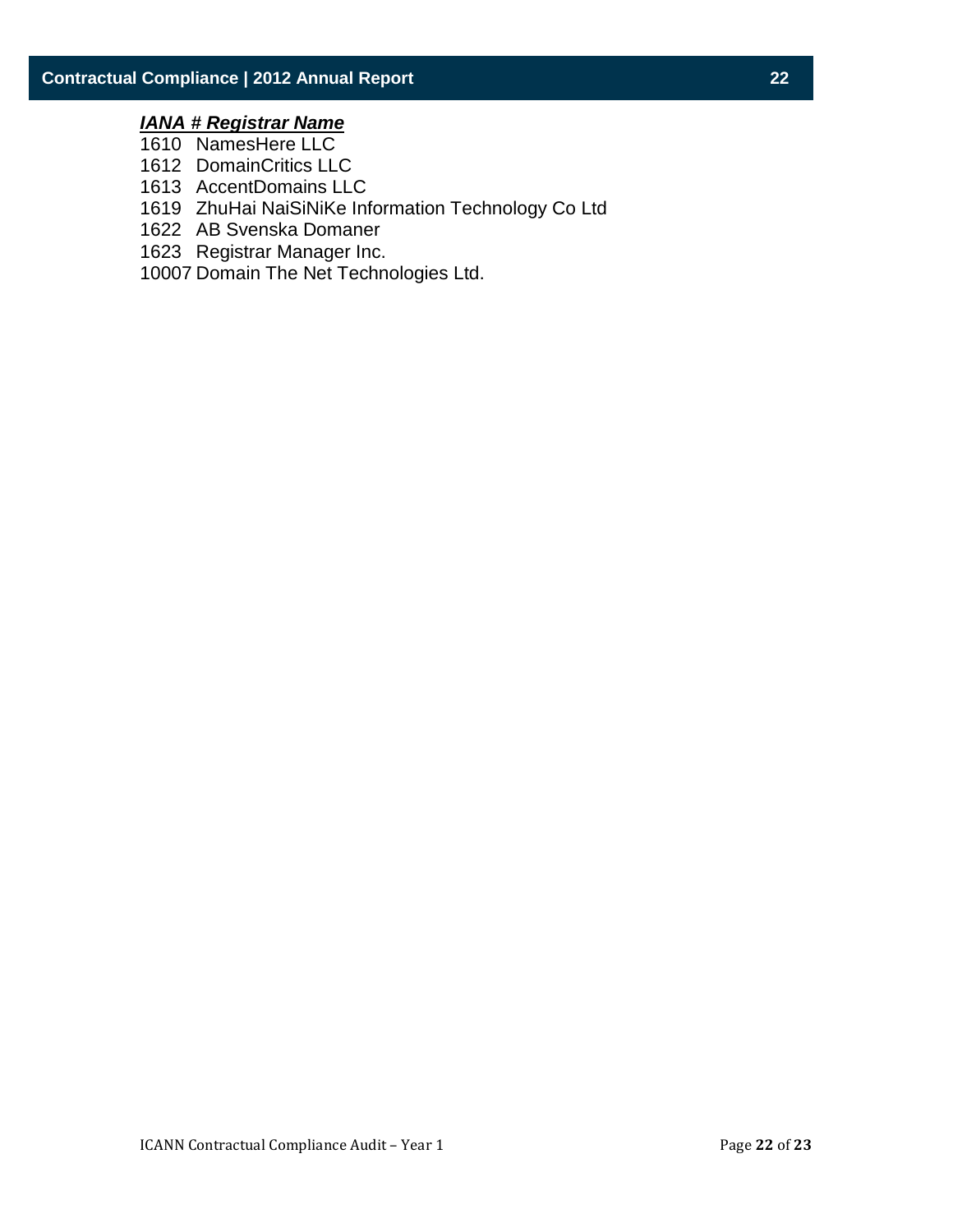| IANA # | Registrar Name |
| --- | --- |
| 1610 | NamesHere LLC |
| 1612 | DomainCritics LLC |
| 1613 | AccentDomains LLC |
| 1619 | ZhuHai NaiSiNiKe Information Technology Co Ltd |
| 1622 | AB Svenska Domaner |
| 1623 | Registrar Manager Inc. |
| 10007 | Domain The Net Technologies Ltd. |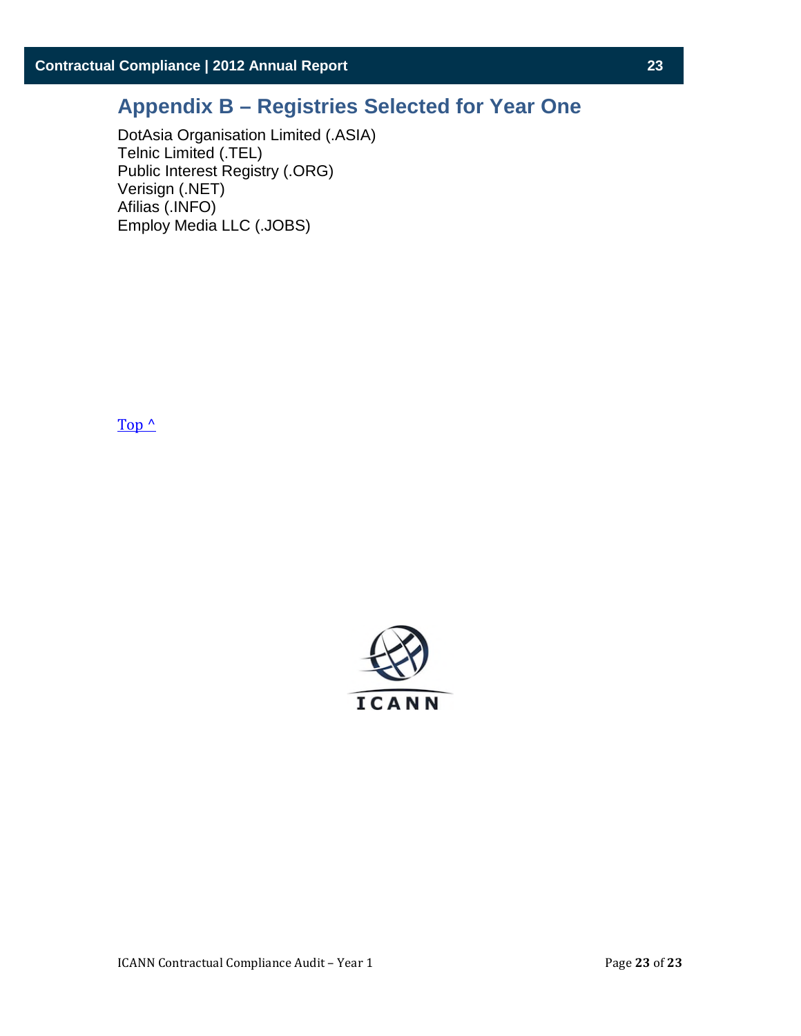## Appendix B – Registries Selected for Year One

DotAsia Organisation Limited (.ASIA)
Telnic Limited (.TEL)
Public Interest Registry (.ORG)
Verisign (.NET)
Afilias (.INFO)
Employ Media LLC (.JOBS)

Top ^

ICANN